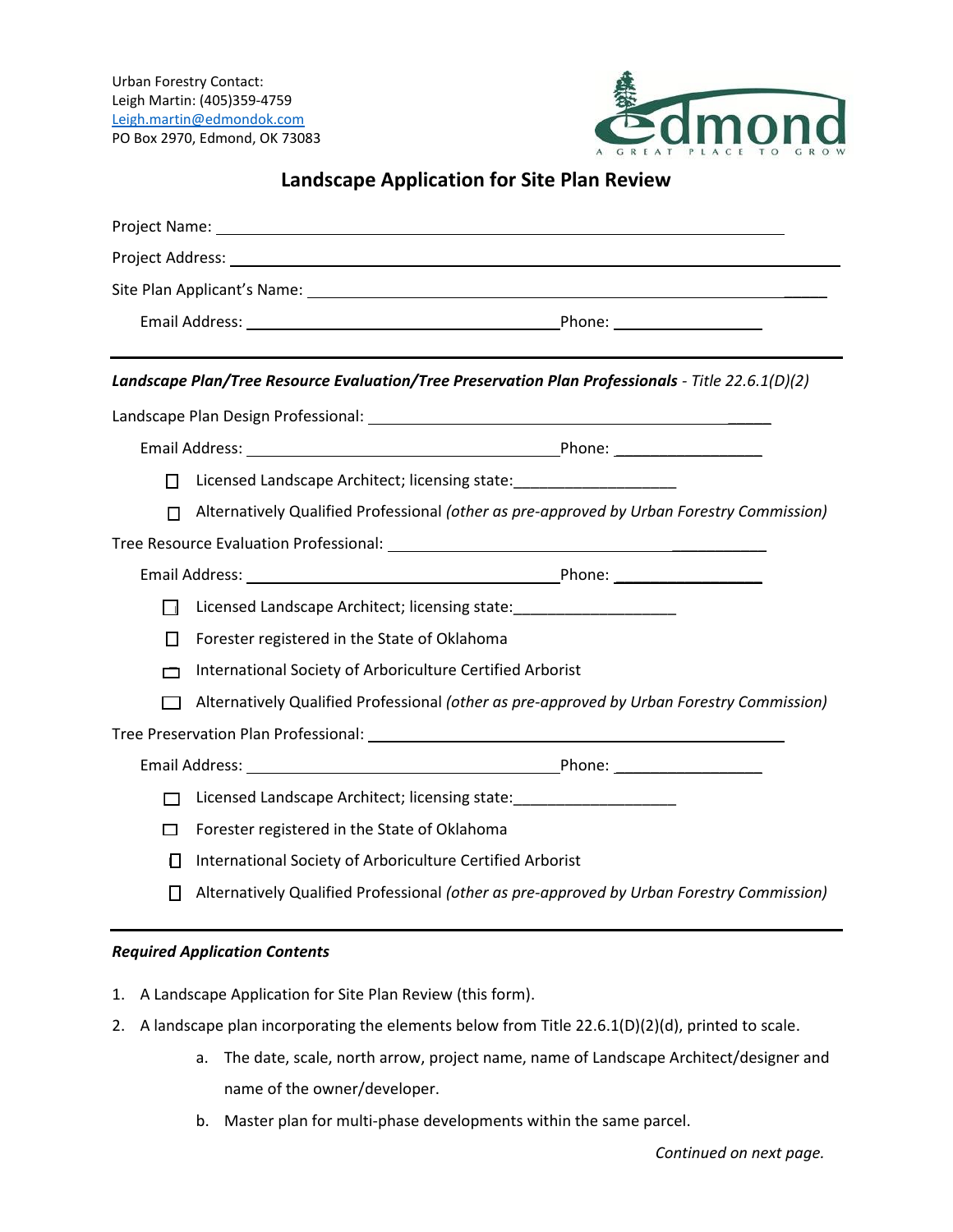Urban Forestry Contact:
Leigh Martin: (405)359-4759
Leigh.martin@edmondok.com
PO Box 2970, Edmond, OK 73083

# Landscape Application for Site Plan Review

Project Name: ______________________________

Project Address: ______________________________

Site Plan Applicant's Name: ______________________________

Email Address: ______________________________ Phone: __________________

---

***Landscape Plan/Tree Resource Evaluation/Tree Preservation Plan Professionals*** *- Title 22.6.1(D)(2)*

Landscape Plan Design Professional: ______________________________

Email Address: ______________________________ Phone: __________________

- ☐ Licensed Landscape Architect; licensing state:___________________
- ☐ Alternatively Qualified Professional *(other as pre-approved by Urban Forestry Commission)*

Tree Resource Evaluation Professional: ______________________________

Email Address: ______________________________ Phone: __________________

- ☐ Licensed Landscape Architect; licensing state:___________________
- ☐ Forester registered in the State of Oklahoma
- ☐ International Society of Arboriculture Certified Arborist
- ☐ Alternatively Qualified Professional *(other as pre-approved by Urban Forestry Commission)*

Tree Preservation Plan Professional: ______________________________

Email Address: ______________________________ Phone: __________________

- ☐ Licensed Landscape Architect; licensing state:___________________
- ☐ Forester registered in the State of Oklahoma
- ☐ International Society of Arboriculture Certified Arborist
- ☐ Alternatively Qualified Professional *(other as pre-approved by Urban Forestry Commission)*

---

***Required Application Contents***

1. A Landscape Application for Site Plan Review (this form).
2. A landscape plan incorporating the elements below from Title 22.6.1(D)(2)(d), printed to scale.
   a. The date, scale, north arrow, project name, name of Landscape Architect/designer and name of the owner/developer.
   b. Master plan for multi-phase developments within the same parcel.

*Continued on next page.*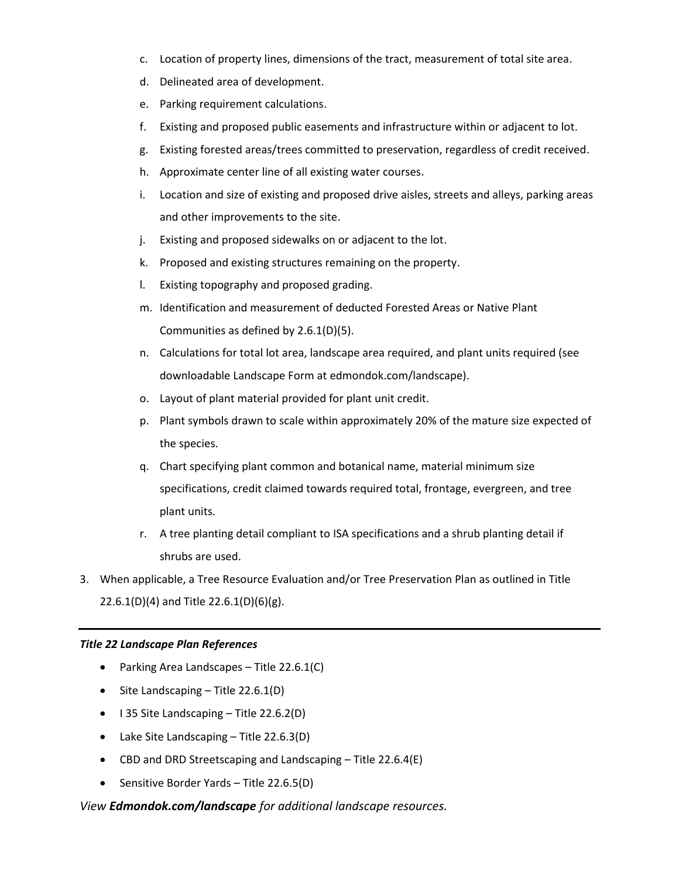c. Location of property lines, dimensions of the tract, measurement of total site area.
d. Delineated area of development.
e. Parking requirement calculations.
f. Existing and proposed public easements and infrastructure within or adjacent to lot.
g. Existing forested areas/trees committed to preservation, regardless of credit received.
h. Approximate center line of all existing water courses.
i. Location and size of existing and proposed drive aisles, streets and alleys, parking areas and other improvements to the site.
j. Existing and proposed sidewalks on or adjacent to the lot.
k. Proposed and existing structures remaining on the property.
l. Existing topography and proposed grading.
m. Identification and measurement of deducted Forested Areas or Native Plant Communities as defined by 2.6.1(D)(5).
n. Calculations for total lot area, landscape area required, and plant units required (see downloadable Landscape Form at edmondok.com/landscape).
o. Layout of plant material provided for plant unit credit.
p. Plant symbols drawn to scale within approximately 20% of the mature size expected of the species.
q. Chart specifying plant common and botanical name, material minimum size specifications, credit claimed towards required total, frontage, evergreen, and tree plant units.
r. A tree planting detail compliant to ISA specifications and a shrub planting detail if shrubs are used.

3. When applicable, a Tree Resource Evaluation and/or Tree Preservation Plan as outlined in Title 22.6.1(D)(4) and Title 22.6.1(D)(6)(g).

---

***Title 22 Landscape Plan References***

- Parking Area Landscapes – Title 22.6.1(C)
- Site Landscaping – Title 22.6.1(D)
- I 35 Site Landscaping – Title 22.6.2(D)
- Lake Site Landscaping – Title 22.6.3(D)
- CBD and DRD Streetscaping and Landscaping – Title 22.6.4(E)
- Sensitive Border Yards – Title 22.6.5(D)

*View **Edmondok.com/landscape** for additional landscape resources.*